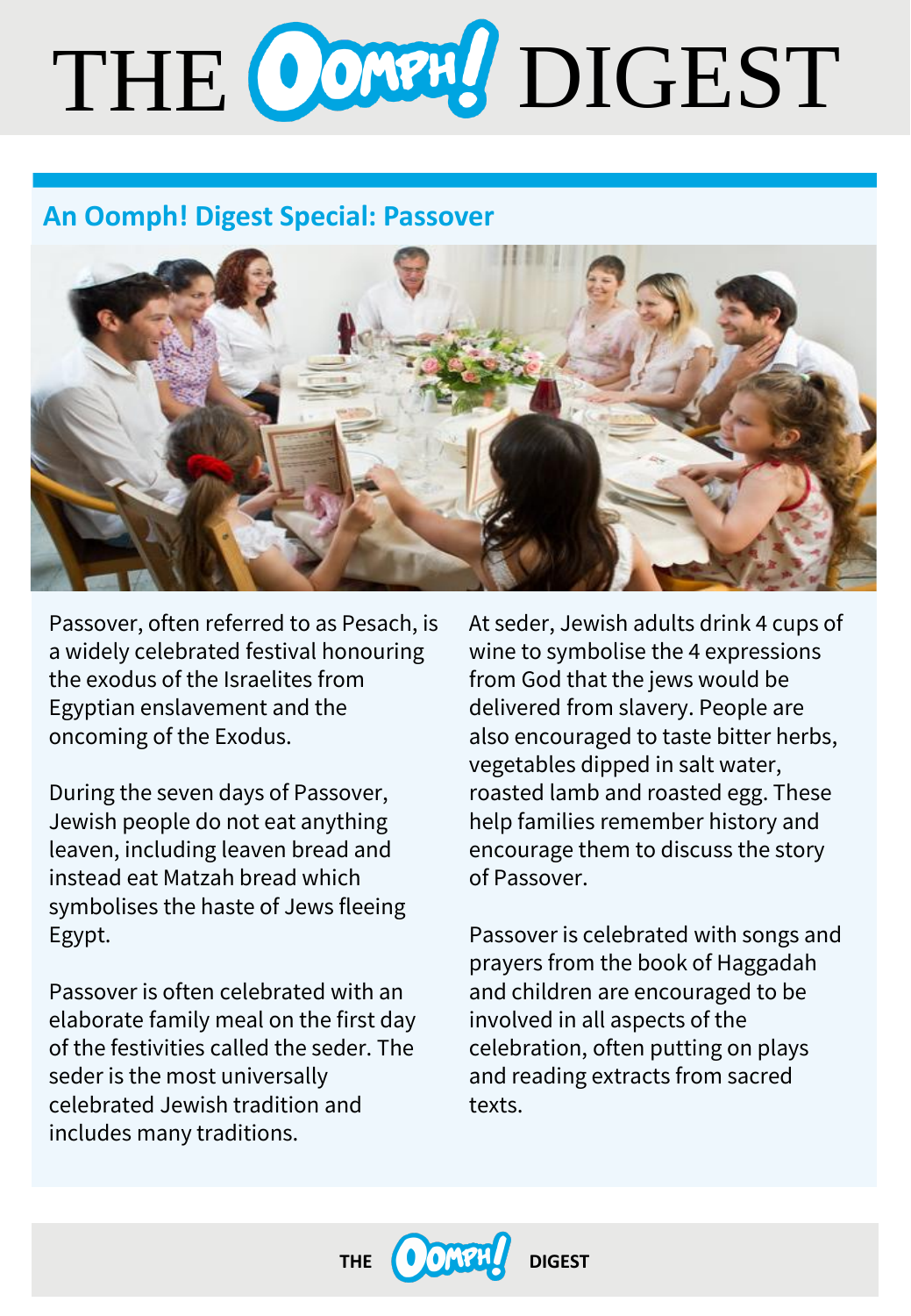# THE OOMPH! DIGEST

## An Oomph! Digest Special: Passover

Passover, often referred to as Pesach, is a widely celebrated festival honouring the exodus of the Israelites from Egyptian enslavement and the oncoming of the Exodus.

During the seven days of Passover, Jewish people do not eat anything leaven, including leaven bread and instead eat Matzah bread which symbolises the haste of Jews fleeing Egypt.

Passover is often celebrated with an elaborate family meal on the first day of the festivities called the seder. The seder is the most universally celebrated Jewish tradition and includes many traditions.

At seder, Jewish adults drink 4 cups of wine to symbolise the 4 expressions from God that the jews would be delivered from slavery. People are also encouraged to taste bitter herbs, vegetables dipped in salt water, roasted lamb and roasted egg. These help families remember history and encourage them to discuss the story of Passover.

Passover is celebrated with songs and prayers from the book of Haggadah and children are encouraged to be involved in all aspects of the celebration, often putting on plays and reading extracts from sacred texts.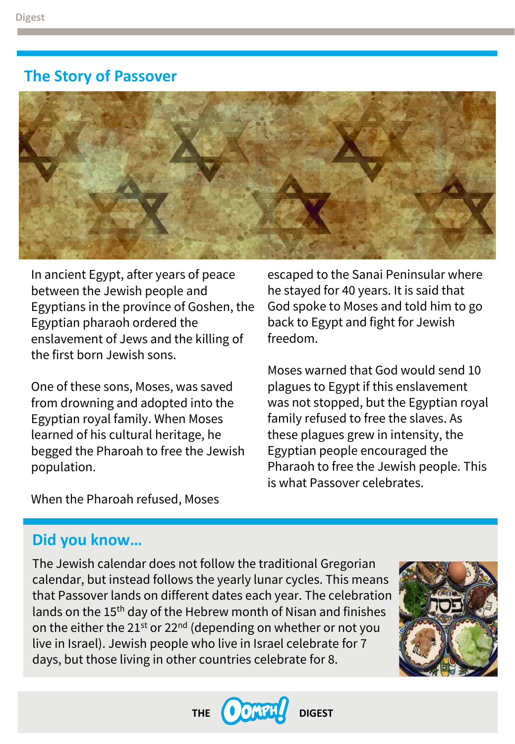## The Story of Passover

In ancient Egypt, after years of peace between the Jewish people and Egyptians in the province of Goshen, the Egyptian pharaoh ordered the enslavement of Jews and the killing of the first born Jewish sons.

One of these sons, Moses, was saved from drowning and adopted into the Egyptian royal family. When Moses learned of his cultural heritage, he begged the Pharoah to free the Jewish population.

When the Pharoah refused, Moses escaped to the Sanai Peninsular where he stayed for 40 years. It is said that God spoke to Moses and told him to go back to Egypt and fight for Jewish freedom.

Moses warned that God would send 10 plagues to Egypt if this enslavement was not stopped, but the Egyptian royal family refused to free the slaves. As these plagues grew in intensity, the Egyptian people encouraged the Pharaoh to free the Jewish people. This is what Passover celebrates.

## Did you know…

The Jewish calendar does not follow the traditional Gregorian calendar, but instead follows the yearly lunar cycles. This means that Passover lands on different dates each year. The celebration lands on the 15th day of the Hebrew month of Nisan and finishes on the either the 21st or 22nd (depending on whether or not you live in Israel). Jewish people who live in Israel celebrate for 7 days, but those living in other countries celebrate for 8.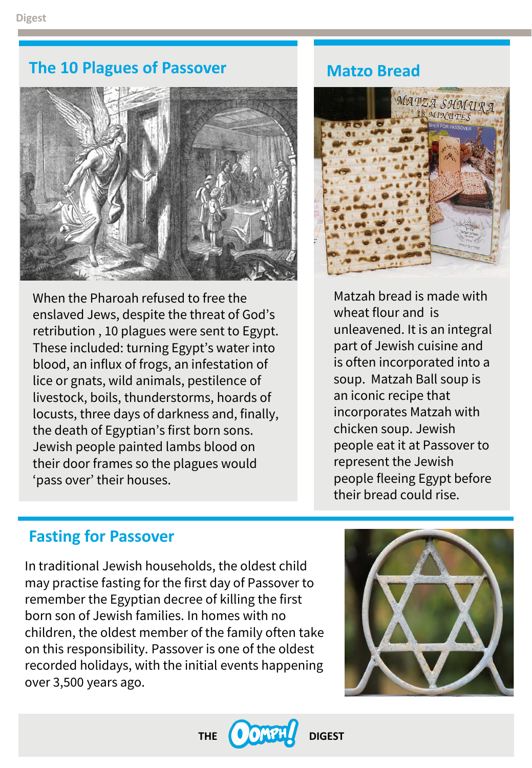## The 10 Plagues of Passover

When the Pharoah refused to free the enslaved Jews, despite the threat of God's retribution , 10 plagues were sent to Egypt. These included: turning Egypt's water into blood, an influx of frogs, an infestation of lice or gnats, wild animals, pestilence of livestock, boils, thunderstorms, hoards of locusts, three days of darkness and, finally, the death of Egyptian's first born sons. Jewish people painted lambs blood on their door frames so the plagues would 'pass over' their houses.

## Matzo Bread

Matzah bread is made with wheat flour and is unleavened. It is an integral part of Jewish cuisine and is often incorporated into a soup. Matzah Ball soup is an iconic recipe that incorporates Matzah with chicken soup. Jewish people eat it at Passover to represent the Jewish people fleeing Egypt before their bread could rise.

## Fasting for Passover

In traditional Jewish households, the oldest child may practise fasting for the first day of Passover to remember the Egyptian decree of killing the first born son of Jewish families. In homes with no children, the oldest member of the family often take on this responsibility. Passover is one of the oldest recorded holidays, with the initial events happening over 3,500 years ago.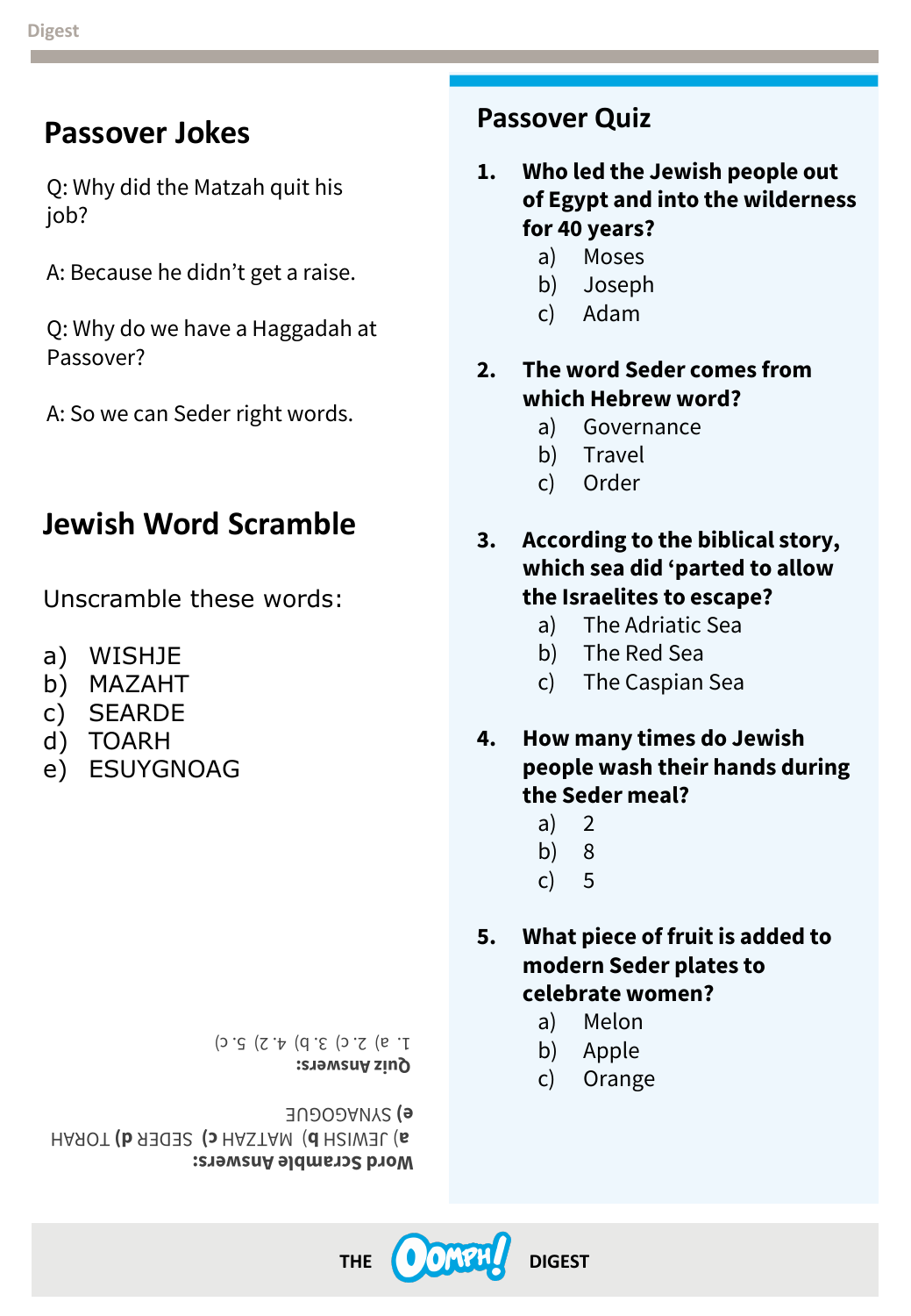## Passover Jokes

Q: Why did the Matzah quit his job?

A: Because he didn't get a raise.

Q: Why do we have a Haggadah at Passover?

A: So we can Seder right words.

## Jewish Word Scramble

Unscramble these words:

a) WISHJE
b) MAZAHT
c) SEARDE
d) TOARH
e) ESUYGNOAG

**Quiz Answers:**
1. a) 2. c) 3. b) 4. 2) 5. c)

**Word Scramble Answers:**
**a)** JEWISH **b)** MATZAH **c)** SEDER **d)** TORAH
**e)** SYNAGOGUE

## Passover Quiz

1. **Who led the Jewish people out of Egypt and into the wilderness for 40 years?**
   a) Moses
   b) Joseph
   c) Adam

2. **The word Seder comes from which Hebrew word?**
   a) Governance
   b) Travel
   c) Order

3. **According to the biblical story, which sea did 'parted to allow the Israelites to escape?**
   a) The Adriatic Sea
   b) The Red Sea
   c) The Caspian Sea

4. **How many times do Jewish people wash their hands during the Seder meal?**
   a) 2
   b) 8
   c) 5

5. **What piece of fruit is added to modern Seder plates to celebrate women?**
   a) Melon
   b) Apple
   c) Orange